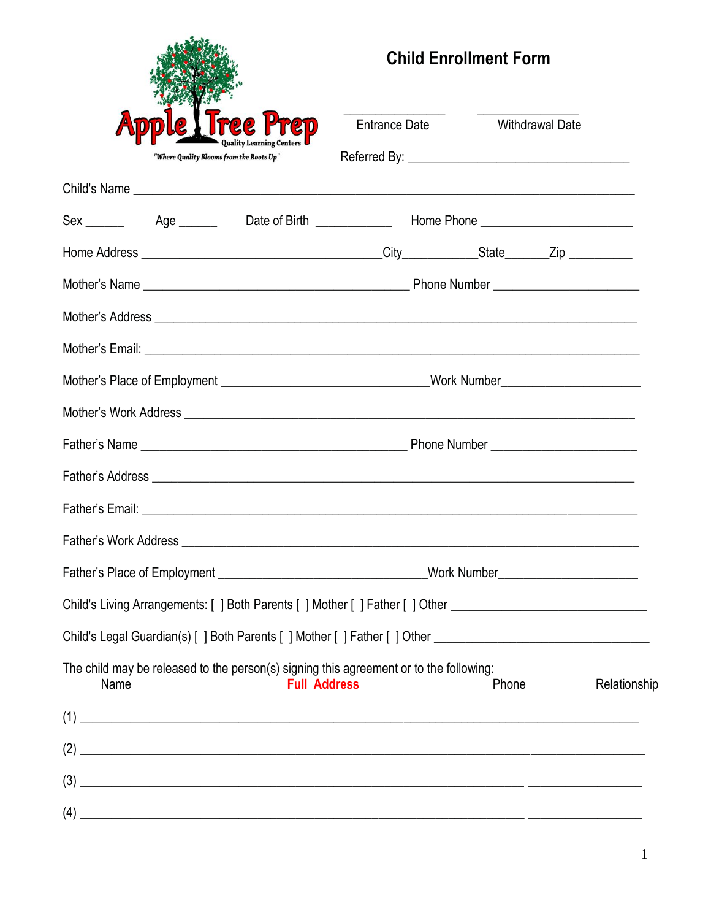Apple Tree Prep

Quality Learning Centers

"Where Quality Blooms from the Roots Up"

# Child Enrollment Form

_______________ Entrance Date

_______________ Withdrawal Date

Referred By: ________________________________

Child's Name ___________________________________________________________________________

Sex ______ Age ______ Date of Birth ___________ Home Phone ______________________

Home Address ___________________________________City___________State______Zip __________

Mother's Name ________________________________________ Phone Number _____________________

Mother's Address _______________________________________________________________________

Mother's Email: _________________________________________________________________________

Mother's Place of Employment _______________________________Work Number____________________

Mother's Work Address ___________________________________________________________________

Father's Name ________________________________________ Phone Number _____________________

Father's Address ________________________________________________________________________

Father's Email: __________________________________________________________________________

Father's Work Address ____________________________________________________________________

Father's Place of Employment _______________________________Work Number____________________

Child's Living Arrangements: [ ] Both Parents [ ] Mother [ ] Father [ ] Other _____________________________

Child's Legal Guardian(s) [ ] Both Parents [ ] Mother [ ] Father [ ] Other ________________________________

The child may be released to the person(s) signing this agreement or to the following:

| Name | **Full Address** | Phone | Relationship |
|---|---|---|---|
| (1) | | | |
| (2) | | | |
| (3) | | | |
| (4) | | | |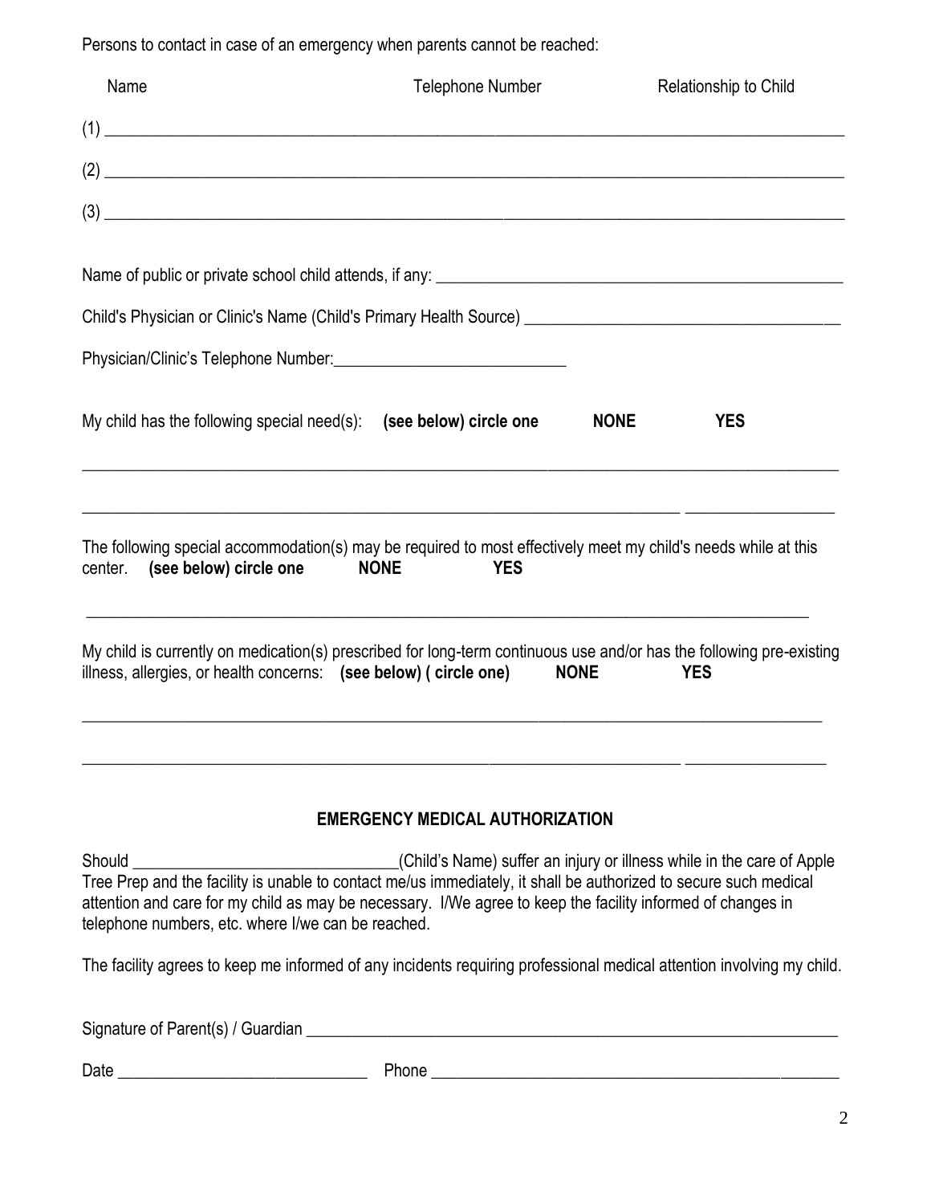Persons to contact in case of an emergency when parents cannot be reached:

| Name | Telephone Number | Relationship to Child |
| --- | --- | --- |
| (1) ______________________ | ______________________ | ______________________ |
| (2) ______________________ | ______________________ | ______________________ |
| (3) ______________________ | ______________________ | ______________________ |

Name of public or private school child attends, if any: ______________________________________________

Child's Physician or Clinic's Name (Child's Primary Health Source) ____________________________________

Physician/Clinic's Telephone Number:____________________________

My child has the following special need(s): **(see below) circle one** **NONE** **YES**

_____________________________________________________________________________________________

_____________________________________________________________________________________________

The following special accommodation(s) may be required to most effectively meet my child's needs while at this center. **(see below) circle one** **NONE** **YES**

_____________________________________________________________________________________________

My child is currently on medication(s) prescribed for long-term continuous use and/or has the following pre-existing illness, allergies, or health concerns: **(see below) ( circle one)** **NONE** **YES**

_____________________________________________________________________________________________

_____________________________________________________________________________________________

## EMERGENCY MEDICAL AUTHORIZATION

Should ________________________________(Child's Name) suffer an injury or illness while in the care of Apple Tree Prep and the facility is unable to contact me/us immediately, it shall be authorized to secure such medical attention and care for my child as may be necessary. I/We agree to keep the facility informed of changes in telephone numbers, etc. where I/we can be reached.

The facility agrees to keep me informed of any incidents requiring professional medical attention involving my child.

Signature of Parent(s) / Guardian ____________________________________________________________

Date ______________________________ Phone ________________________________________________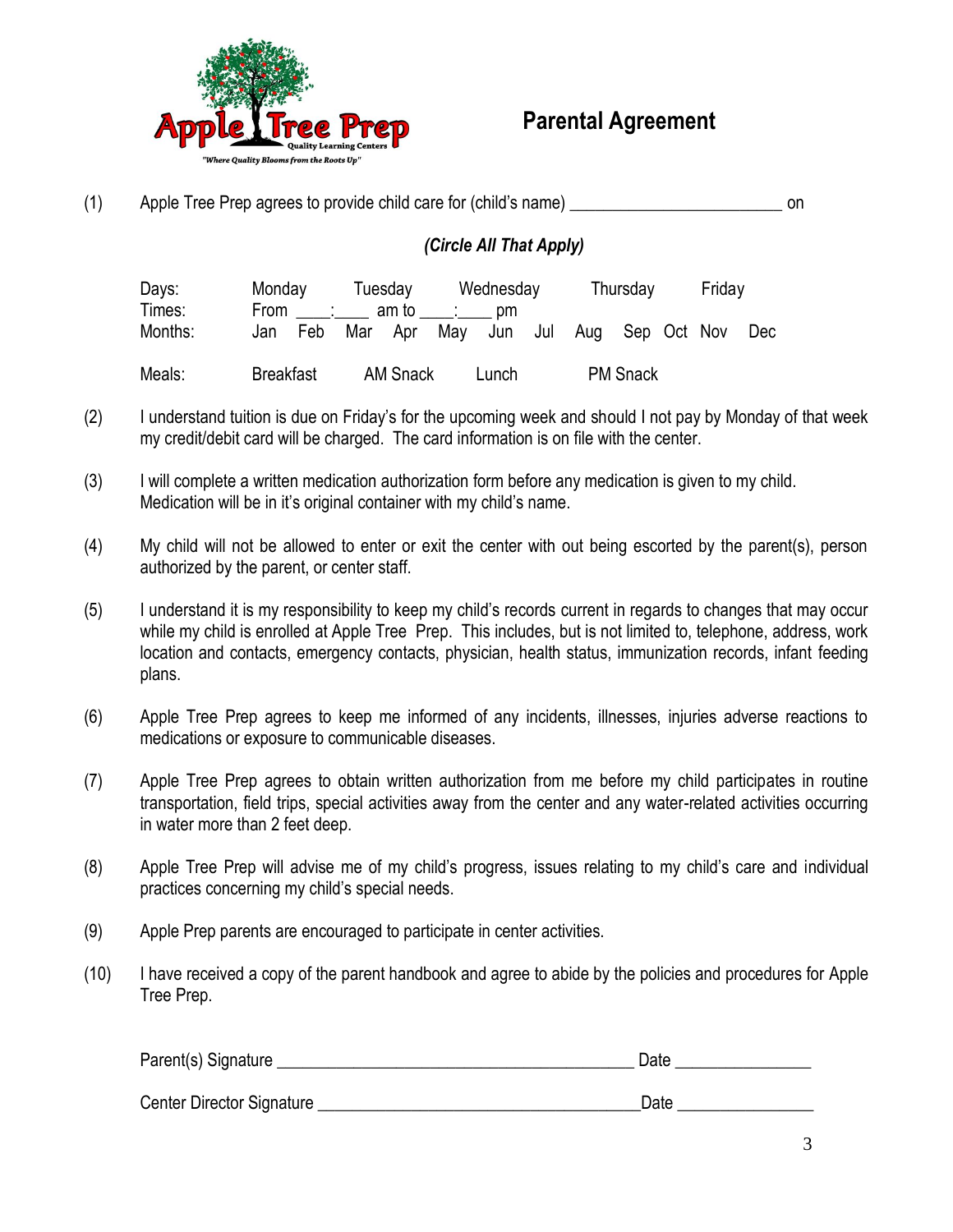# Parental Agreement

(1) Apple Tree Prep agrees to provide child care for (child's name) ________________________ on

***(Circle All That Apply)***

| | |
|---|---|
| Days: | Monday Tuesday Wednesday Thursday Friday |
| Times: | From ____:____ am to ____:____ pm |
| Months: | Jan Feb Mar Apr May Jun Jul Aug Sep Oct Nov Dec |
| Meals: | Breakfast AM Snack Lunch PM Snack |

(2) I understand tuition is due on Friday's for the upcoming week and should I not pay by Monday of that week my credit/debit card will be charged. The card information is on file with the center.

(3) I will complete a written medication authorization form before any medication is given to my child. Medication will be in it's original container with my child's name.

(4) My child will not be allowed to enter or exit the center with out being escorted by the parent(s), person authorized by the parent, or center staff.

(5) I understand it is my responsibility to keep my child's records current in regards to changes that may occur while my child is enrolled at Apple Tree Prep. This includes, but is not limited to, telephone, address, work location and contacts, emergency contacts, physician, health status, immunization records, infant feeding plans.

(6) Apple Tree Prep agrees to keep me informed of any incidents, illnesses, injuries adverse reactions to medications or exposure to communicable diseases.

(7) Apple Tree Prep agrees to obtain written authorization from me before my child participates in routine transportation, field trips, special activities away from the center and any water-related activities occurring in water more than 2 feet deep.

(8) Apple Tree Prep will advise me of my child's progress, issues relating to my child's care and individual practices concerning my child's special needs.

(9) Apple Prep parents are encouraged to participate in center activities.

(10) I have received a copy of the parent handbook and agree to abide by the policies and procedures for Apple Tree Prep.

Parent(s) Signature ________________________________________ Date _______________

Center Director Signature ____________________________________Date _______________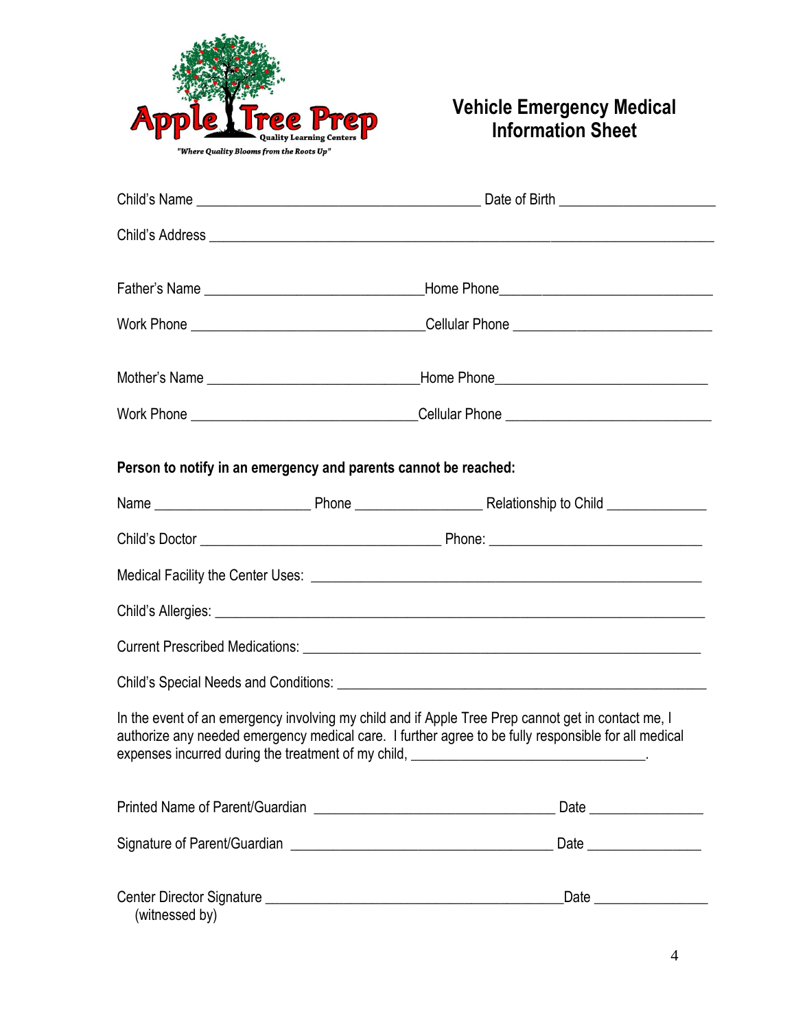Apple Tree Prep
Quality Learning Centers
*"Where Quality Blooms from the Roots Up"*

# Vehicle Emergency Medical Information Sheet

Child's Name ______________________________________ Date of Birth ____________________

Child's Address ____________________________________________________________________

Father's Name ____________________________ Home Phone ____________________________

Work Phone ______________________________ Cellular Phone __________________________

Mother's Name ____________________________ Home Phone ____________________________

Work Phone ______________________________ Cellular Phone __________________________

**Person to notify in an emergency and parents cannot be reached:**

Name _____________________ Phone _________________ Relationship to Child _____________

Child's Doctor ________________________________ Phone: ____________________________

Medical Facility the Center Uses: ____________________________________________________

Child's Allergies: _________________________________________________________________

Current Prescribed Medications: _____________________________________________________

Child's Special Needs and Conditions: ________________________________________________

In the event of an emergency involving my child and if Apple Tree Prep cannot get in contact me, I authorize any needed emergency medical care. I further agree to be fully responsible for all medical expenses incurred during the treatment of my child, ________________________________.

Printed Name of Parent/Guardian ________________________________ Date _______________

Signature of Parent/Guardian ___________________________________ Date _______________

Center Director Signature ________________________________________ Date _______________
(witnessed by)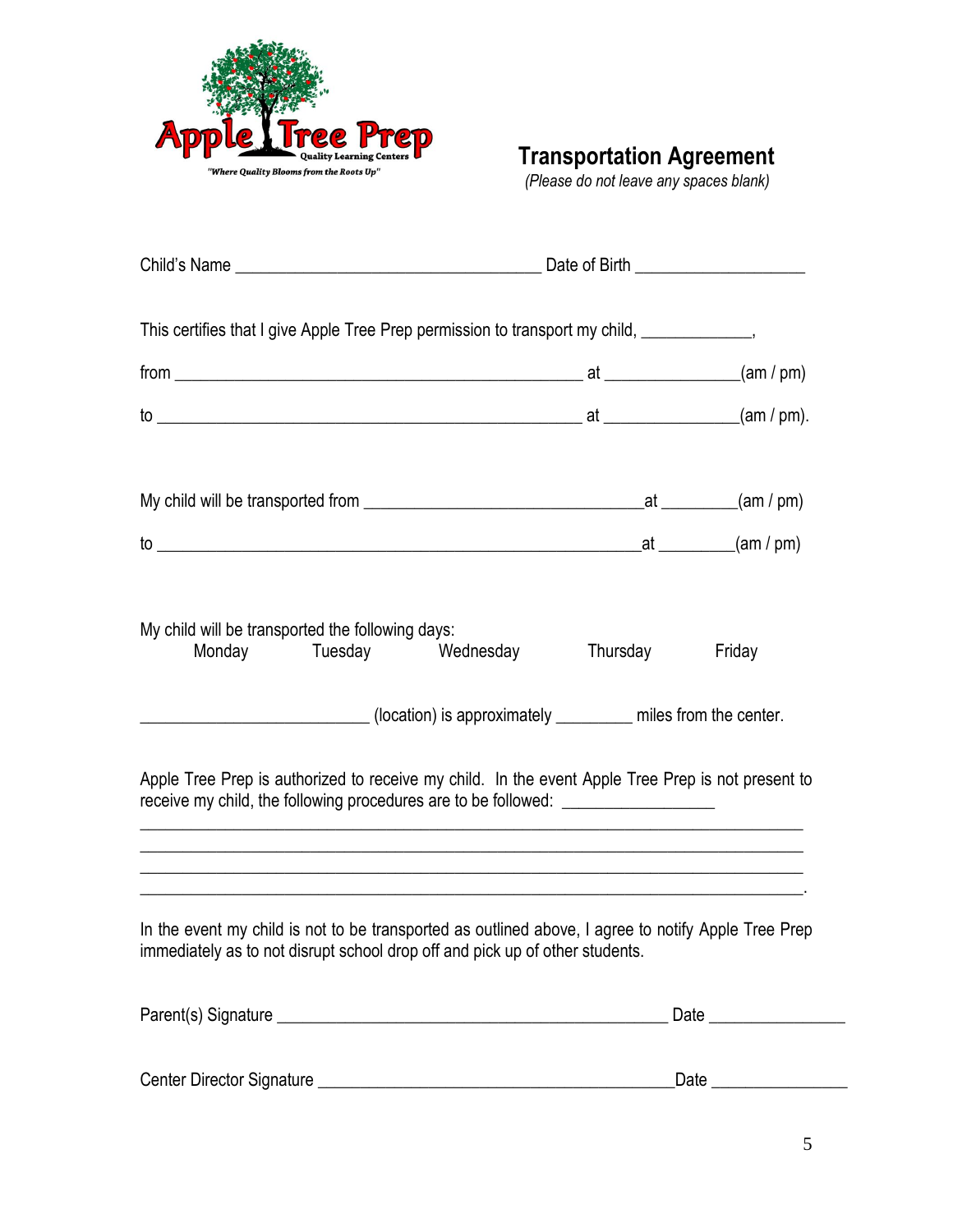Apple Tree Prep
Quality Learning Centers
*"Where Quality Blooms from the Roots Up"*

# Transportation Agreement

*(Please do not leave any spaces blank)*

Child's Name ___________________________________ Date of Birth ___________________

This certifies that I give Apple Tree Prep permission to transport my child, ____________,

from ______________________________________________ at _______________(am / pm)

to _________________________________________________ at _______________(am / pm).

My child will be transported from _______________________________at _________(am / pm)

to ______________________________________________________at _________(am / pm)

My child will be transported the following days:

Monday Tuesday Wednesday Thursday Friday

__________________________ (location) is approximately _________ miles from the center.

Apple Tree Prep is authorized to receive my child. In the event Apple Tree Prep is not present to receive my child, the following procedures are to be followed: _________________

___________________________________________________________________________

___________________________________________________________________________

___________________________________________________________________________

___________________________________________________________________________.

In the event my child is not to be transported as outlined above, I agree to notify Apple Tree Prep immediately as to not disrupt school drop off and pick up of other students.

Parent(s) Signature _____________________________________________ Date _______________

Center Director Signature ________________________________________Date _______________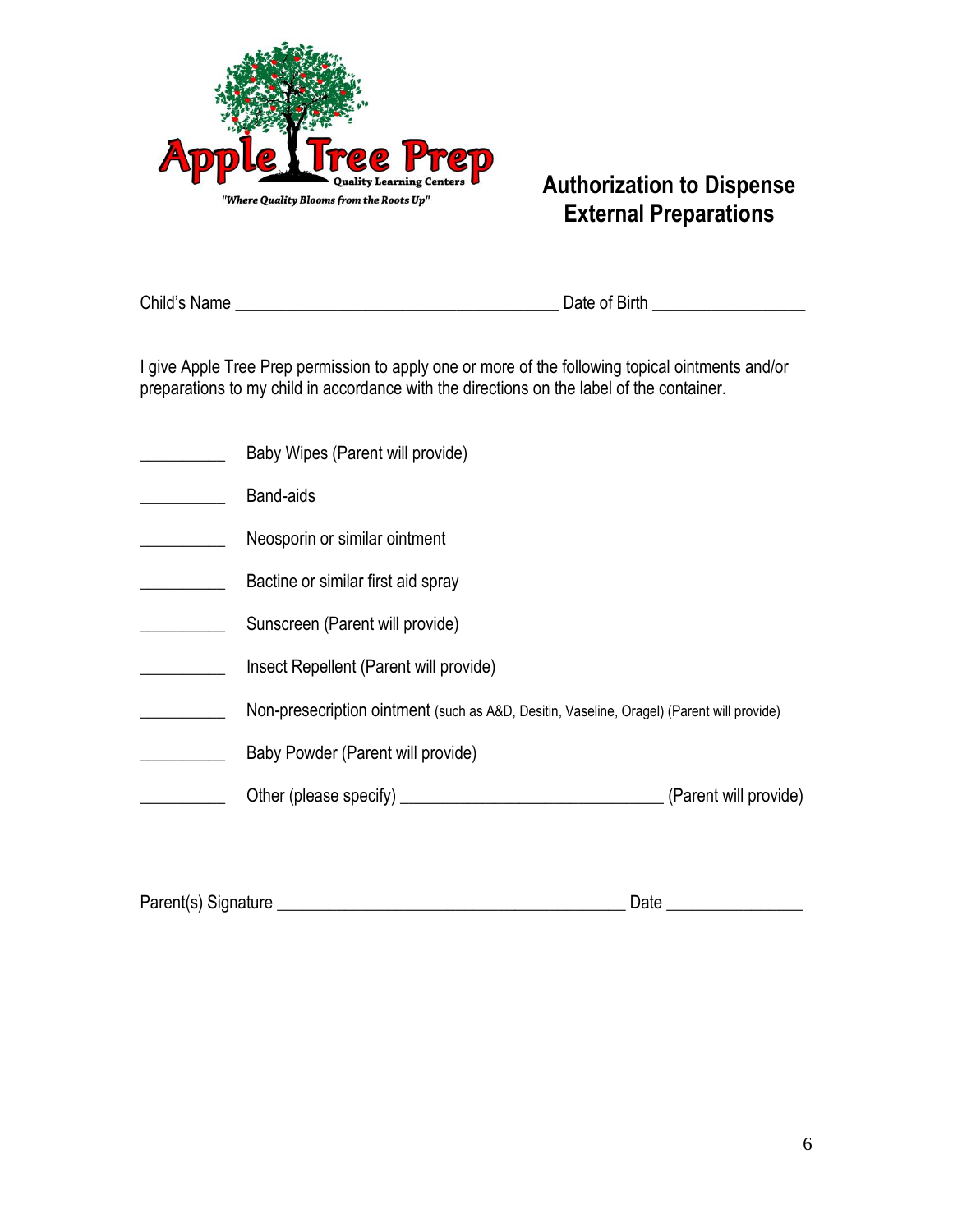Apple Tree Prep

Quality Learning Centers

*"Where Quality Blooms from the Roots Up"*

# Authorization to Dispense External Preparations

Child's Name ____________________________________ Date of Birth _________________

I give Apple Tree Prep permission to apply one or more of the following topical ointments and/or preparations to my child in accordance with the directions on the label of the container.

__________ Baby Wipes (Parent will provide)

__________ Band-aids

__________ Neosporin or similar ointment

__________ Bactine or similar first aid spray

__________ Sunscreen (Parent will provide)

__________ Insect Repellent (Parent will provide)

__________ Non-presecription ointment (such as A&D, Desitin, Vaseline, Oragel) (Parent will provide)

__________ Baby Powder (Parent will provide)

__________ Other (please specify) _____________________________ (Parent will provide)

Parent(s) Signature _______________________________________ Date _______________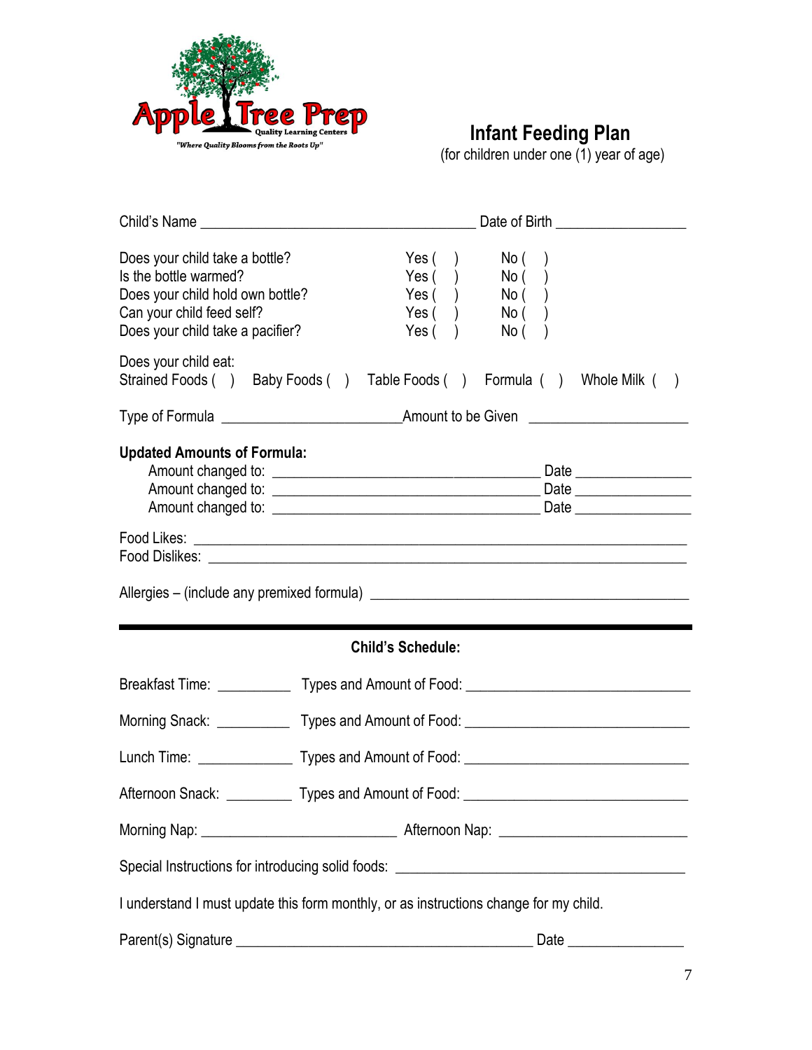Apple Tree Prep
Quality Learning Centers
"Where Quality Blooms from the Roots Up"

# Infant Feeding Plan

(for children under one (1) year of age)

Child's Name ____________________________________ Date of Birth _________________

| | | |
|---|---|---|
| Does your child take a bottle? | Yes ( ) | No ( ) |
| Is the bottle warmed? | Yes ( ) | No ( ) |
| Does your child hold own bottle? | Yes ( ) | No ( ) |
| Can your child feed self? | Yes ( ) | No ( ) |
| Does your child take a pacifier? | Yes ( ) | No ( ) |

Does your child eat:
Strained Foods ( ) Baby Foods ( ) Table Foods ( ) Formula ( ) Whole Milk ( )

Type of Formula _______________________ Amount to be Given _____________________

**Updated Amounts of Formula:**

Amount changed to: __________________________________ Date _______________
Amount changed to: __________________________________ Date _______________
Amount changed to: __________________________________ Date _______________

Food Likes: ______________________________________________________________
Food Dislikes: ____________________________________________________________

Allergies – (include any premixed formula) __________________________________________

---

**Child's Schedule:**

Breakfast Time: __________ Types and Amount of Food: _____________________________

Morning Snack: __________ Types and Amount of Food: _____________________________

Lunch Time: ____________ Types and Amount of Food: _____________________________

Afternoon Snack: _________ Types and Amount of Food: _____________________________

Morning Nap: _________________________ Afternoon Nap: _________________________

Special Instructions for introducing solid foods: _______________________________________

I understand I must update this form monthly, or as instructions change for my child.

Parent(s) Signature _______________________________________ Date _______________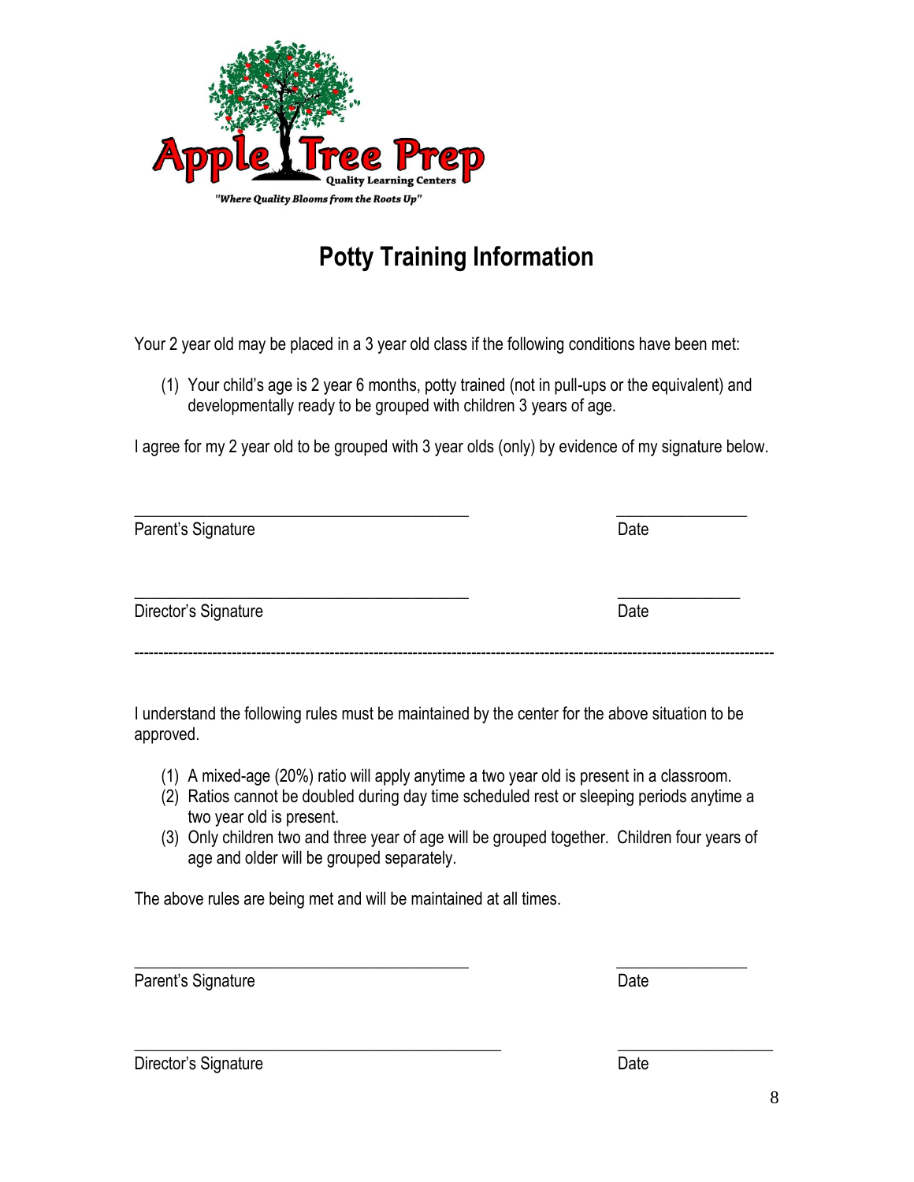Apple Tree Prep

Quality Learning Centers

*"Where Quality Blooms from the Roots Up"*

# Potty Training Information

Your 2 year old may be placed in a 3 year old class if the following conditions have been met:

(1) Your child's age is 2 year 6 months, potty trained (not in pull-ups or the equivalent) and developmentally ready to be grouped with children 3 years of age.

I agree for my 2 year old to be grouped with 3 year olds (only) by evidence of my signature below.

_________________________________________ _______________

Parent's Signature Date

_________________________________________ _______________

Director's Signature Date

---

I understand the following rules must be maintained by the center for the above situation to be approved.

(1) A mixed-age (20%) ratio will apply anytime a two year old is present in a classroom.
(2) Ratios cannot be doubled during day time scheduled rest or sleeping periods anytime a two year old is present.
(3) Only children two and three year of age will be grouped together. Children four years of age and older will be grouped separately.

The above rules are being met and will be maintained at all times.

_________________________________________ _______________

Parent's Signature Date

_________________________________________ _______________

Director's Signature Date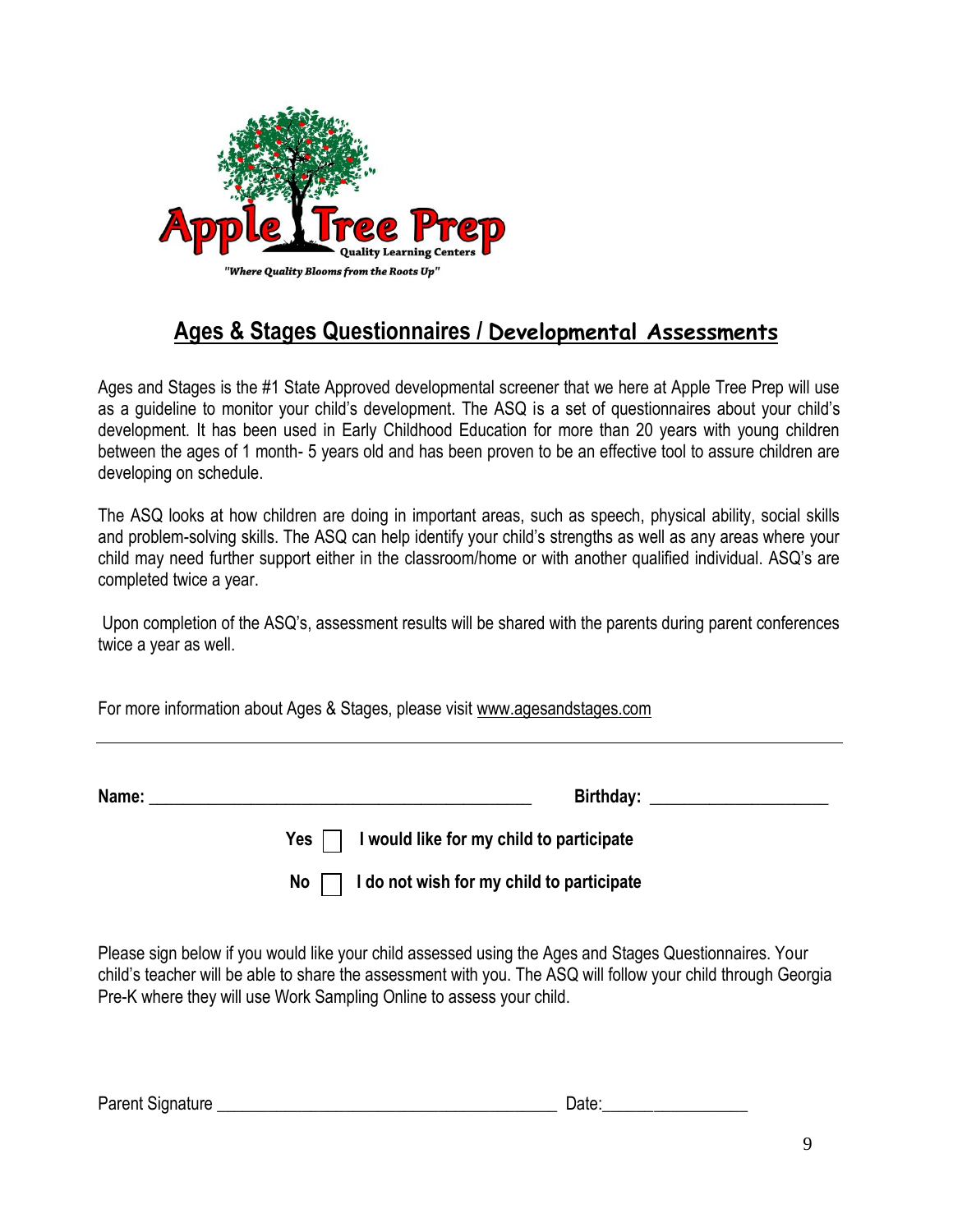Apple Tree Prep

Quality Learning Centers

*"Where Quality Blooms from the Roots Up"*

## Ages & Stages Questionnaires / Developmental Assessments

Ages and Stages is the #1 State Approved developmental screener that we here at Apple Tree Prep will use as a guideline to monitor your child's development. The ASQ is a set of questionnaires about your child's development. It has been used in Early Childhood Education for more than 20 years with young children between the ages of 1 month- 5 years old and has been proven to be an effective tool to assure children are developing on schedule.

The ASQ looks at how children are doing in important areas, such as speech, physical ability, social skills and problem-solving skills. The ASQ can help identify your child's strengths as well as any areas where your child may need further support either in the classroom/home or with another qualified individual. ASQ's are completed twice a year.

Upon completion of the ASQ's, assessment results will be shared with the parents during parent conferences twice a year as well.

For more information about Ages & Stages, please visit www.agesandstages.com

---

**Name:** _____________________________________________ **Birthday:** ____________________

**Yes** ☐ **I would like for my child to participate**

**No** ☐ **I do not wish for my child to participate**

Please sign below if you would like your child assessed using the Ages and Stages Questionnaires. Your child's teacher will be able to share the assessment with you. The ASQ will follow your child through Georgia Pre-K where they will use Work Sampling Online to assess your child.

Parent Signature _______________________________________ Date:_________________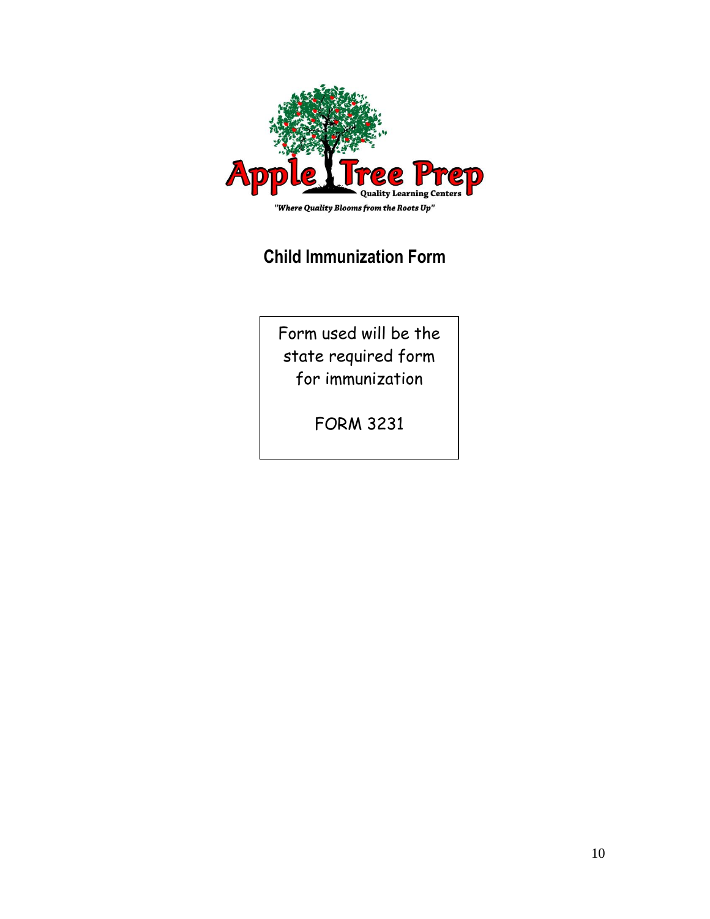Apple Tree Prep

Quality Learning Centers

*"Where Quality Blooms from the Roots Up"*

## Child Immunization Form

Form used will be the state required form for immunization

FORM 3231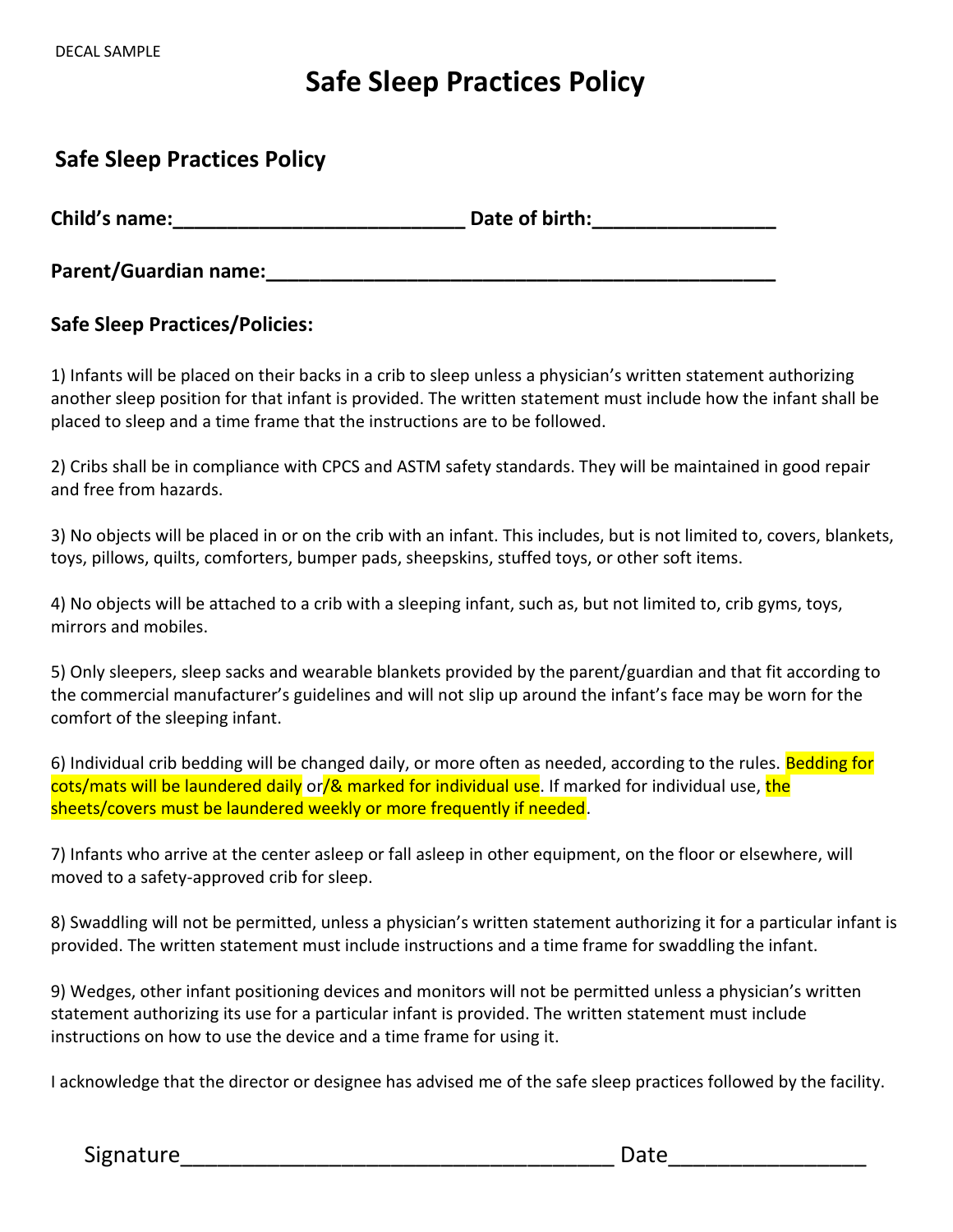DECAL SAMPLE

# Safe Sleep Practices Policy

## Safe Sleep Practices Policy

**Child's name:___________________________ Date of birth:________________**

**Parent/Guardian name:_______________________________________________**

**Safe Sleep Practices/Policies:**

1) Infants will be placed on their backs in a crib to sleep unless a physician's written statement authorizing another sleep position for that infant is provided. The written statement must include how the infant shall be placed to sleep and a time frame that the instructions are to be followed.

2) Cribs shall be in compliance with CPCS and ASTM safety standards. They will be maintained in good repair and free from hazards.

3) No objects will be placed in or on the crib with an infant. This includes, but is not limited to, covers, blankets, toys, pillows, quilts, comforters, bumper pads, sheepskins, stuffed toys, or other soft items.

4) No objects will be attached to a crib with a sleeping infant, such as, but not limited to, crib gyms, toys, mirrors and mobiles.

5) Only sleepers, sleep sacks and wearable blankets provided by the parent/guardian and that fit according to the commercial manufacturer's guidelines and will not slip up around the infant's face may be worn for the comfort of the sleeping infant.

6) Individual crib bedding will be changed daily, or more often as needed, according to the rules. Bedding for cots/mats will be laundered daily or/& marked for individual use. If marked for individual use, the sheets/covers must be laundered weekly or more frequently if needed.

7) Infants who arrive at the center asleep or fall asleep in other equipment, on the floor or elsewhere, will moved to a safety-approved crib for sleep.

8) Swaddling will not be permitted, unless a physician's written statement authorizing it for a particular infant is provided. The written statement must include instructions and a time frame for swaddling the infant.

9) Wedges, other infant positioning devices and monitors will not be permitted unless a physician's written statement authorizing its use for a particular infant is provided. The written statement must include instructions on how to use the device and a time frame for using it.

I acknowledge that the director or designee has advised me of the safe sleep practices followed by the facility.

Signature____________________________________ Date________________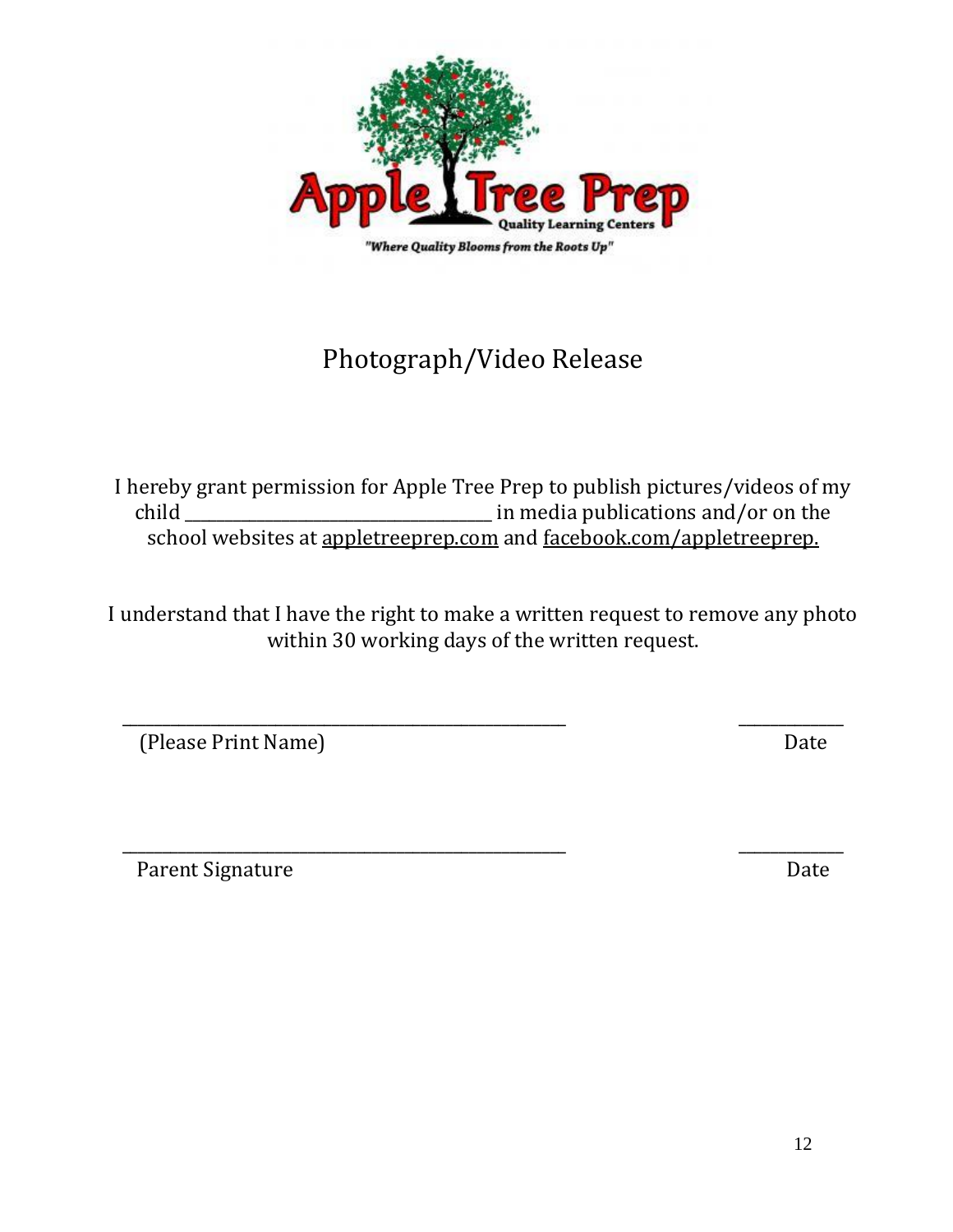Apple Tree Prep

Quality Learning Centers

*"Where Quality Blooms from the Roots Up"*

# Photograph/Video Release

I hereby grant permission for Apple Tree Prep to publish pictures/videos of my child ___________________________________ in media publications and/or on the school websites at appletreeprep.com and facebook.com/appletreeprep.

I understand that I have the right to make a written request to remove any photo within 30 working days of the written request.

___________________________________________________ ____________

(Please Print Name) Date

___________________________________________________ ____________

Parent Signature Date